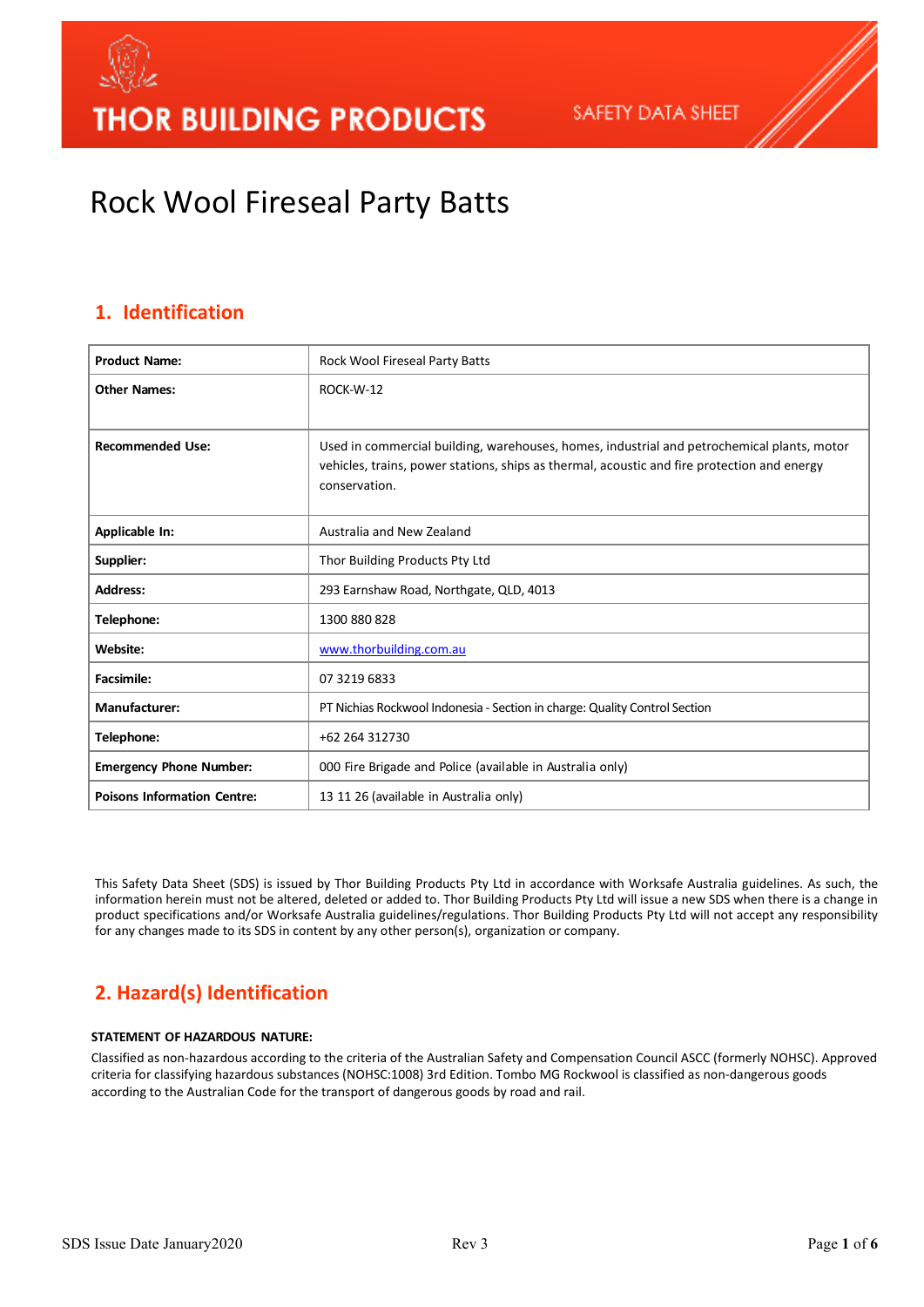THOR BUILDING PRODUCTS — SAFETY DATA SHEET

# Rock Wool Fireseal Party Batts

## 1. Identification

| | |
|---|---|
| **Product Name:** | Rock Wool Fireseal Party Batts |
| **Other Names:** | ROCK-W-12 |
| **Recommended Use:** | Used in commercial building, warehouses, homes, industrial and petrochemical plants, motor vehicles, trains, power stations, ships as thermal, acoustic and fire protection and energy conservation. |
| **Applicable In:** | Australia and New Zealand |
| **Supplier:** | Thor Building Products Pty Ltd |
| **Address:** | 293 Earnshaw Road, Northgate, QLD, 4013 |
| **Telephone:** | 1300 880 828 |
| **Website:** | www.thorbuilding.com.au |
| **Facsimile:** | 07 3219 6833 |
| **Manufacturer:** | PT Nichias Rockwool Indonesia - Section in charge: Quality Control Section |
| **Telephone:** | +62 264 312730 |
| **Emergency Phone Number:** | 000 Fire Brigade and Police (available in Australia only) |
| **Poisons Information Centre:** | 13 11 26 (available in Australia only) |

This Safety Data Sheet (SDS) is issued by Thor Building Products Pty Ltd in accordance with Worksafe Australia guidelines. As such, the information herein must not be altered, deleted or added to. Thor Building Products Pty Ltd will issue a new SDS when there is a change in product specifications and/or Worksafe Australia guidelines/regulations. Thor Building Products Pty Ltd will not accept any responsibility for any changes made to its SDS in content by any other person(s), organization or company.

## 2. Hazard(s) Identification

**STATEMENT OF HAZARDOUS NATURE:**

Classified as non-hazardous according to the criteria of the Australian Safety and Compensation Council ASCC (formerly NOHSC). Approved criteria for classifying hazardous substances (NOHSC:1008) 3rd Edition. Tombo MG Rockwool is classified as non-dangerous goods according to the Australian Code for the transport of dangerous goods by road and rail.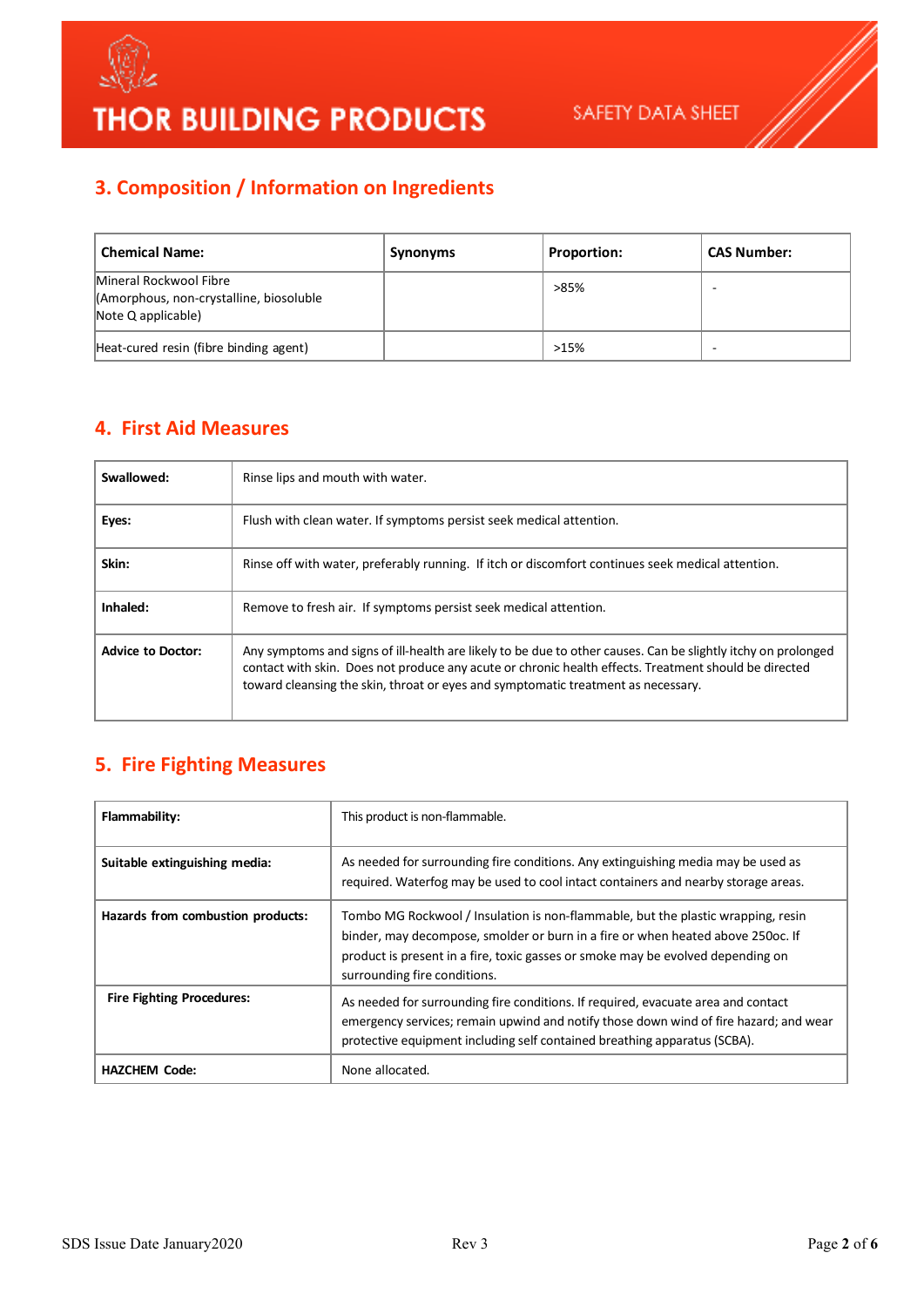## 3. Composition / Information on Ingredients

| Chemical Name: | Synonyms | Proportion: | CAS Number: |
|---|---|---|---|
| Mineral Rockwool Fibre (Amorphous, non-crystalline, biosoluble Note Q applicable) | | >85% | - |
| Heat-cured resin (fibre binding agent) | | >15% | - |

## 4. First Aid Measures

| | |
|---|---|
| **Swallowed:** | Rinse lips and mouth with water. |
| **Eyes:** | Flush with clean water. If symptoms persist seek medical attention. |
| **Skin:** | Rinse off with water, preferably running. If itch or discomfort continues seek medical attention. |
| **Inhaled:** | Remove to fresh air. If symptoms persist seek medical attention. |
| **Advice to Doctor:** | Any symptoms and signs of ill-health are likely to be due to other causes. Can be slightly itchy on prolonged contact with skin. Does not produce any acute or chronic health effects. Treatment should be directed toward cleansing the skin, throat or eyes and symptomatic treatment as necessary. |

## 5. Fire Fighting Measures

| | |
|---|---|
| **Flammability:** | This product is non-flammable. |
| **Suitable extinguishing media:** | As needed for surrounding fire conditions. Any extinguishing media may be used as required. Waterfog may be used to cool intact containers and nearby storage areas. |
| **Hazards from combustion products:** | Tombo MG Rockwool / Insulation is non-flammable, but the plastic wrapping, resin binder, may decompose, smolder or burn in a fire or when heated above 250oc. If product is present in a fire, toxic gasses or smoke may be evolved depending on surrounding fire conditions. |
| **Fire Fighting Procedures:** | As needed for surrounding fire conditions. If required, evacuate area and contact emergency services; remain upwind and notify those down wind of fire hazard; and wear protective equipment including self contained breathing apparatus (SCBA). |
| **HAZCHEM Code:** | None allocated. |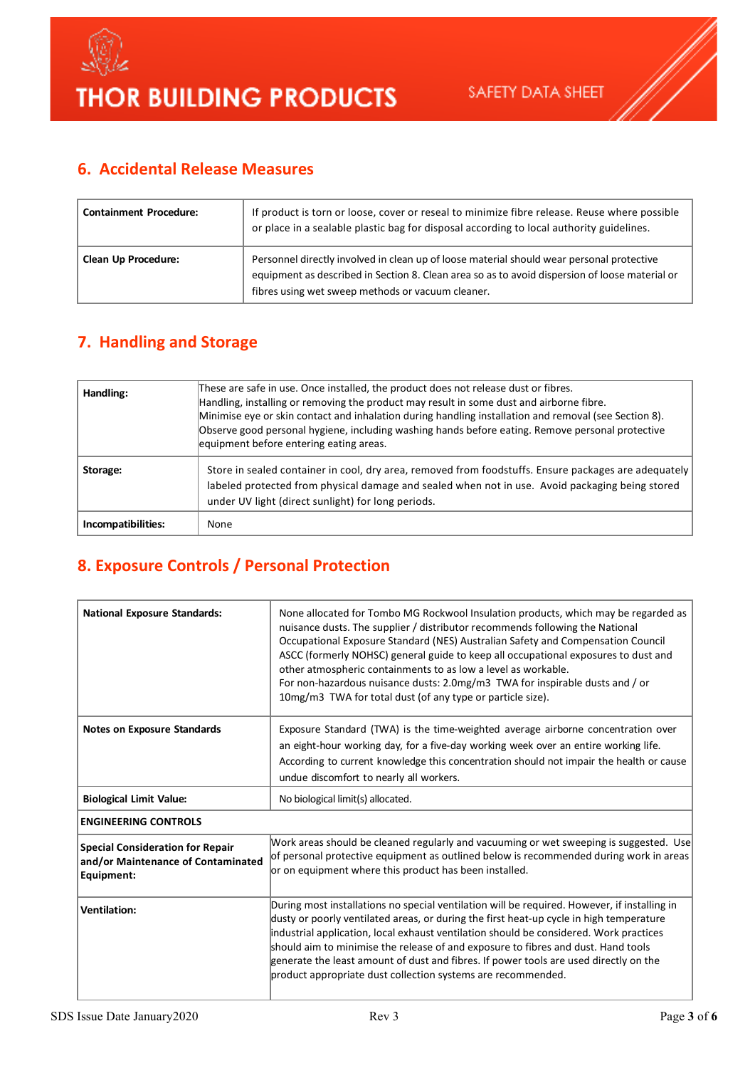## 6. Accidental Release Measures

| | |
|---|---|
| **Containment Procedure:** | If product is torn or loose, cover or reseal to minimize fibre release. Reuse where possible or place in a sealable plastic bag for disposal according to local authority guidelines. |
| **Clean Up Procedure:** | Personnel directly involved in clean up of loose material should wear personal protective equipment as described in Section 8. Clean area so as to avoid dispersion of loose material or fibres using wet sweep methods or vacuum cleaner. |

## 7. Handling and Storage

| | |
|---|---|
| **Handling:** | These are safe in use. Once installed, the product does not release dust or fibres.<br>Handling, installing or removing the product may result in some dust and airborne fibre.<br>Minimise eye or skin contact and inhalation during handling installation and removal (see Section 8).<br>Observe good personal hygiene, including washing hands before eating. Remove personal protective equipment before entering eating areas. |
| **Storage:** | Store in sealed container in cool, dry area, removed from foodstuffs. Ensure packages are adequately labeled protected from physical damage and sealed when not in use. Avoid packaging being stored under UV light (direct sunlight) for long periods. |
| **Incompatibilities:** | None |

## 8. Exposure Controls / Personal Protection

| | |
|---|---|
| **National Exposure Standards:** | None allocated for Tombo MG Rockwool Insulation products, which may be regarded as nuisance dusts. The supplier / distributor recommends following the National Occupational Exposure Standard (NES) Australian Safety and Compensation Council ASCC (formerly NOHSC) general guide to keep all occupational exposures to dust and other atmospheric containments to as low a level as workable.<br>For non-hazardous nuisance dusts: 2.0mg/m3 TWA for inspirable dusts and / or 10mg/m3 TWA for total dust (of any type or particle size). |
| **Notes on Exposure Standards** | Exposure Standard (TWA) is the time-weighted average airborne concentration over an eight-hour working day, for a five-day working week over an entire working life. According to current knowledge this concentration should not impair the health or cause undue discomfort to nearly all workers. |
| **Biological Limit Value:** | No biological limit(s) allocated. |
| **ENGINEERING CONTROLS** | |
| **Special Consideration for Repair and/or Maintenance of Contaminated Equipment:** | Work areas should be cleaned regularly and vacuuming or wet sweeping is suggested. Use of personal protective equipment as outlined below is recommended during work in areas or on equipment where this product has been installed. |
| **Ventilation:** | During most installations no special ventilation will be required. However, if installing in dusty or poorly ventilated areas, or during the first heat-up cycle in high temperature industrial application, local exhaust ventilation should be considered. Work practices should aim to minimise the release of and exposure to fibres and dust. Hand tools generate the least amount of dust and fibres. If power tools are used directly on the product appropriate dust collection systems are recommended. |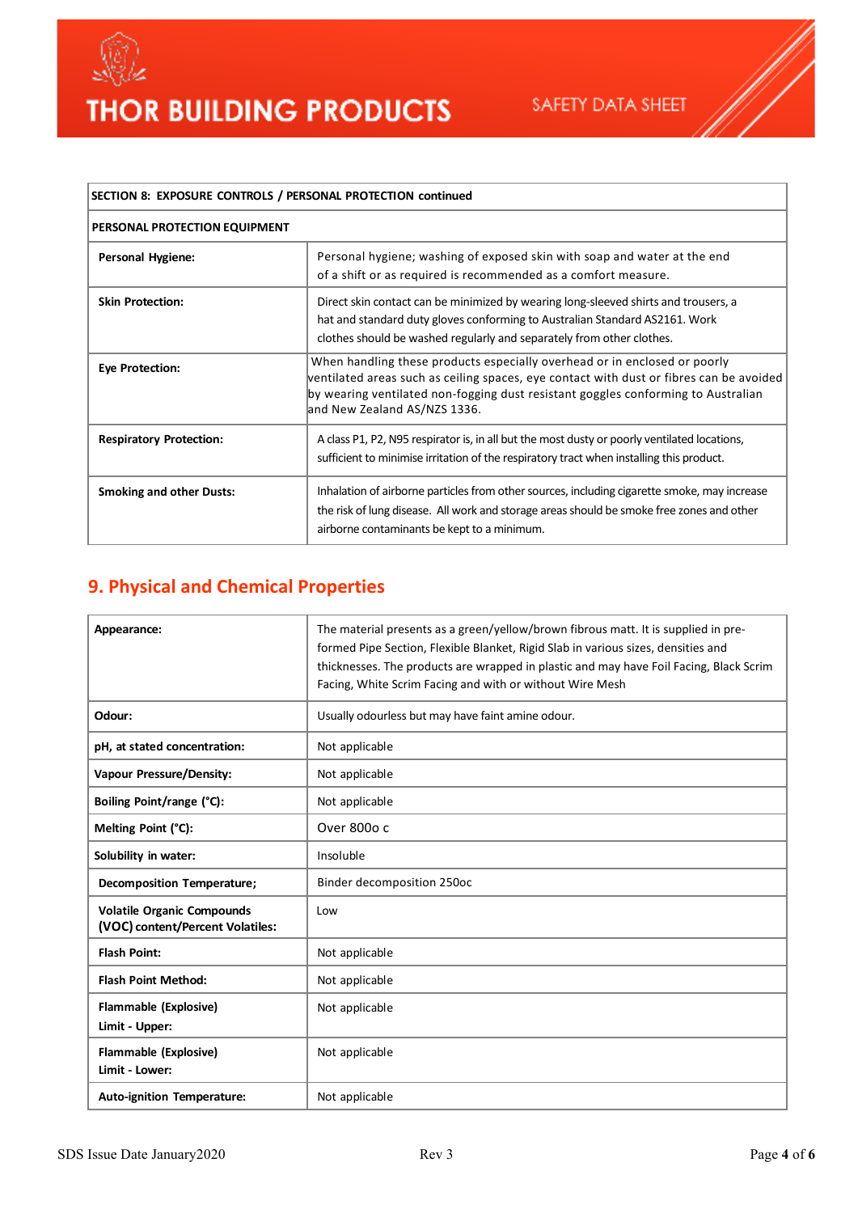| SECTION 8: EXPOSURE CONTROLS / PERSONAL PROTECTION continued | |
|---|---|
| **PERSONAL PROTECTION EQUIPMENT** | |
| **Personal Hygiene:** | Personal hygiene; washing of exposed skin with soap and water at the end of a shift or as required is recommended as a comfort measure. |
| **Skin Protection:** | Direct skin contact can be minimized by wearing long-sleeved shirts and trousers, a hat and standard duty gloves conforming to Australian Standard AS2161. Work clothes should be washed regularly and separately from other clothes. |
| **Eye Protection:** | When handling these products especially overhead or in enclosed or poorly ventilated areas such as ceiling spaces, eye contact with dust or fibres can be avoided by wearing ventilated non-fogging dust resistant goggles conforming to Australian and New Zealand AS/NZS 1336. |
| **Respiratory Protection:** | A class P1, P2, N95 respirator is, in all but the most dusty or poorly ventilated locations, sufficient to minimise irritation of the respiratory tract when installing this product. |
| **Smoking and other Dusts:** | Inhalation of airborne particles from other sources, including cigarette smoke, may increase the risk of lung disease. All work and storage areas should be smoke free zones and other airborne contaminants be kept to a minimum. |

## 9. Physical and Chemical Properties

| **Appearance:** | The material presents as a green/yellow/brown fibrous matt. It is supplied in pre-formed Pipe Section, Flexible Blanket, Rigid Slab in various sizes, densities and thicknesses. The products are wrapped in plastic and may have Foil Facing, Black Scrim Facing, White Scrim Facing and with or without Wire Mesh |
|---|---|
| **Odour:** | Usually odourless but may have faint amine odour. |
| **pH, at stated concentration:** | Not applicable |
| **Vapour Pressure/Density:** | Not applicable |
| **Boiling Point/range (°C):** | Not applicable |
| **Melting Point (°C):** | Over 800o c |
| **Solubility in water:** | Insoluble |
| **Decomposition Temperature;** | Binder decomposition 250oc |
| **Volatile Organic Compounds (VOC) content/Percent Volatiles:** | Low |
| **Flash Point:** | Not applicable |
| **Flash Point Method:** | Not applicable |
| **Flammable (Explosive) Limit - Upper:** | Not applicable |
| **Flammable (Explosive) Limit - Lower:** | Not applicable |
| **Auto-ignition Temperature:** | Not applicable |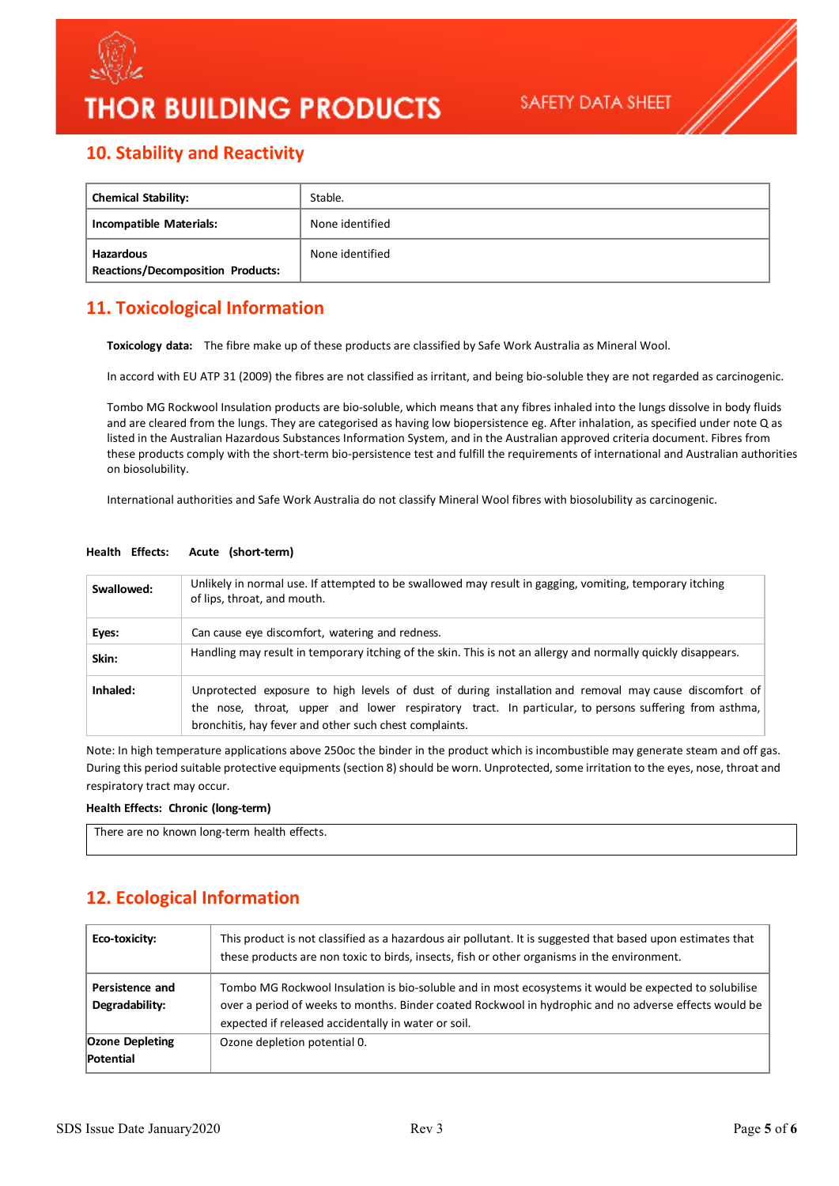## 10. Stability and Reactivity

| Chemical Stability: | Stable. |
|---|---|
| **Incompatible Materials:** | None identified |
| **Hazardous Reactions/Decomposition Products:** | None identified |

## 11. Toxicological Information

**Toxicology data:** The fibre make up of these products are classified by Safe Work Australia as Mineral Wool.

In accord with EU ATP 31 (2009) the fibres are not classified as irritant, and being bio-soluble they are not regarded as carcinogenic.

Tombo MG Rockwool Insulation products are bio-soluble, which means that any fibres inhaled into the lungs dissolve in body fluids and are cleared from the lungs. They are categorised as having low biopersistence eg. After inhalation, as specified under note Q as listed in the Australian Hazardous Substances Information System, and in the Australian approved criteria document. Fibres from these products comply with the short-term bio-persistence test and fulfill the requirements of international and Australian authorities on biosolubility.

International authorities and Safe Work Australia do not classify Mineral Wool fibres with biosolubility as carcinogenic.

**Health Effects: Acute (short-term)**

| Swallowed: | Unlikely in normal use. If attempted to be swallowed may result in gagging, vomiting, temporary itching of lips, throat, and mouth. |
|---|---|
| **Eyes:** | Can cause eye discomfort, watering and redness. |
| **Skin:** | Handling may result in temporary itching of the skin. This is not an allergy and normally quickly disappears. |
| **Inhaled:** | Unprotected exposure to high levels of dust of during installation and removal may cause discomfort of the nose, throat, upper and lower respiratory tract. In particular, to persons suffering from asthma, bronchitis, hay fever and other such chest complaints. |

Note: In high temperature applications above 250oc the binder in the product which is incombustible may generate steam and off gas. During this period suitable protective equipments (section 8) should be worn. Unprotected, some irritation to the eyes, nose, throat and respiratory tract may occur.

**Health Effects: Chronic (long-term)**

| There are no known long-term health effects. |
|---|

## 12. Ecological Information

| Eco-toxicity: | This product is not classified as a hazardous air pollutant. It is suggested that based upon estimates that these products are non toxic to birds, insects, fish or other organisms in the environment. |
|---|---|
| **Persistence and Degradability:** | Tombo MG Rockwool Insulation is bio-soluble and in most ecosystems it would be expected to solubilise over a period of weeks to months. Binder coated Rockwool in hydrophic and no adverse effects would be expected if released accidentally in water or soil. |
| **Ozone Depleting Potential** | Ozone depletion potential 0. |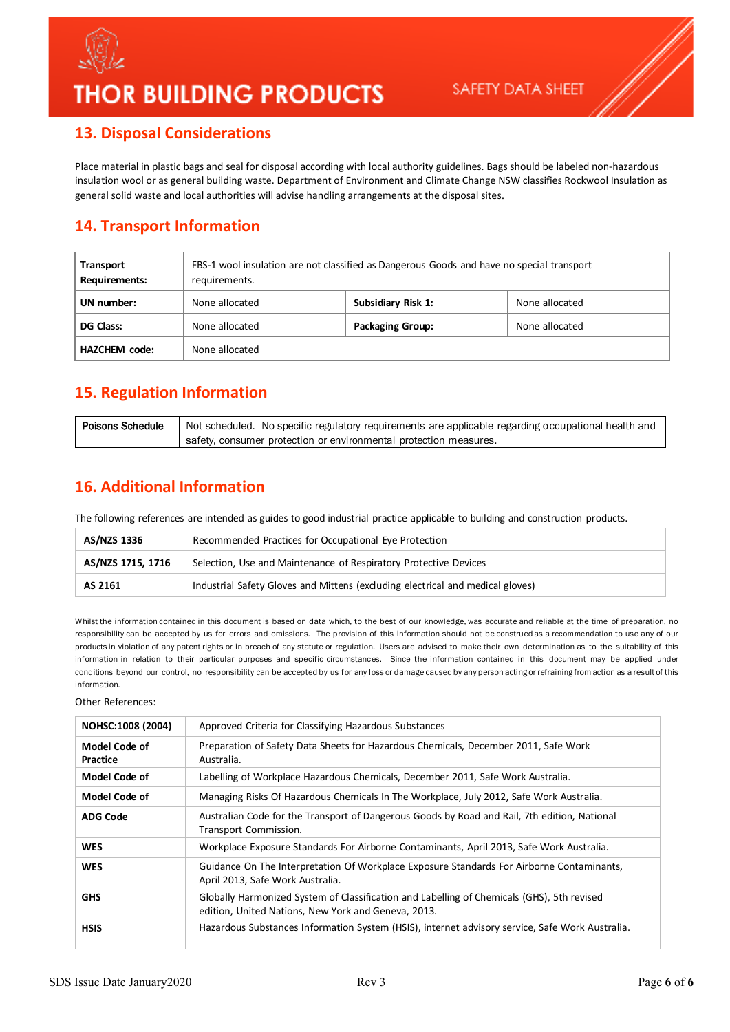## 13. Disposal Considerations

Place material in plastic bags and seal for disposal according with local authority guidelines. Bags should be labeled non-hazardous insulation wool or as general building waste. Department of Environment and Climate Change NSW classifies Rockwool Insulation as general solid waste and local authorities will advise handling arrangements at the disposal sites.

## 14. Transport Information

| | | | |
|---|---|---|---|
| **Transport Requirements:** | FBS-1 wool insulation are not classified as Dangerous Goods and have no special transport requirements. | | |
| **UN number:** | None allocated | **Subsidiary Risk 1:** | None allocated |
| **DG Class:** | None allocated | **Packaging Group:** | None allocated |
| **HAZCHEM code:** | None allocated | | |

## 15. Regulation Information

| | |
|---|---|
| **Poisons Schedule** | Not scheduled. No specific regulatory requirements are applicable regarding occupational health and safety, consumer protection or environmental protection measures. |

## 16. Additional Information

The following references are intended as guides to good industrial practice applicable to building and construction products.

| | |
|---|---|
| **AS/NZS 1336** | Recommended Practices for Occupational Eye Protection |
| **AS/NZS 1715, 1716** | Selection, Use and Maintenance of Respiratory Protective Devices |
| **AS 2161** | Industrial Safety Gloves and Mittens (excluding electrical and medical gloves) |

Whilst the information contained in this document is based on data which, to the best of our knowledge, was accurate and reliable at the time of preparation, no responsibility can be accepted by us for errors and omissions. The provision of this information should not be construed as a recommendation to use any of our products in violation of any patent rights or in breach of any statute or regulation. Users are advised to make their own determination as to the suitability of this information in relation to their particular purposes and specific circumstances. Since the information contained in this document may be applied under conditions beyond our control, no responsibility can be accepted by us for any loss or damage caused by any person acting or refraining from action as a result of this information.

Other References:

| | |
|---|---|
| **NOHSC:1008 (2004)** | Approved Criteria for Classifying Hazardous Substances |
| **Model Code of Practice** | Preparation of Safety Data Sheets for Hazardous Chemicals, December 2011, Safe Work Australia. |
| **Model Code of** | Labelling of Workplace Hazardous Chemicals, December 2011, Safe Work Australia. |
| **Model Code of** | Managing Risks Of Hazardous Chemicals In The Workplace, July 2012, Safe Work Australia. |
| **ADG Code** | Australian Code for the Transport of Dangerous Goods by Road and Rail, 7th edition, National Transport Commission. |
| **WES** | Workplace Exposure Standards For Airborne Contaminants, April 2013, Safe Work Australia. |
| **WES** | Guidance On The Interpretation Of Workplace Exposure Standards For Airborne Contaminants, April 2013, Safe Work Australia. |
| **GHS** | Globally Harmonized System of Classification and Labelling of Chemicals (GHS), 5th revised edition, United Nations, New York and Geneva, 2013. |
| **HSIS** | Hazardous Substances Information System (HSIS), internet advisory service, Safe Work Australia. |

SDS Issue Date January2020 Rev 3